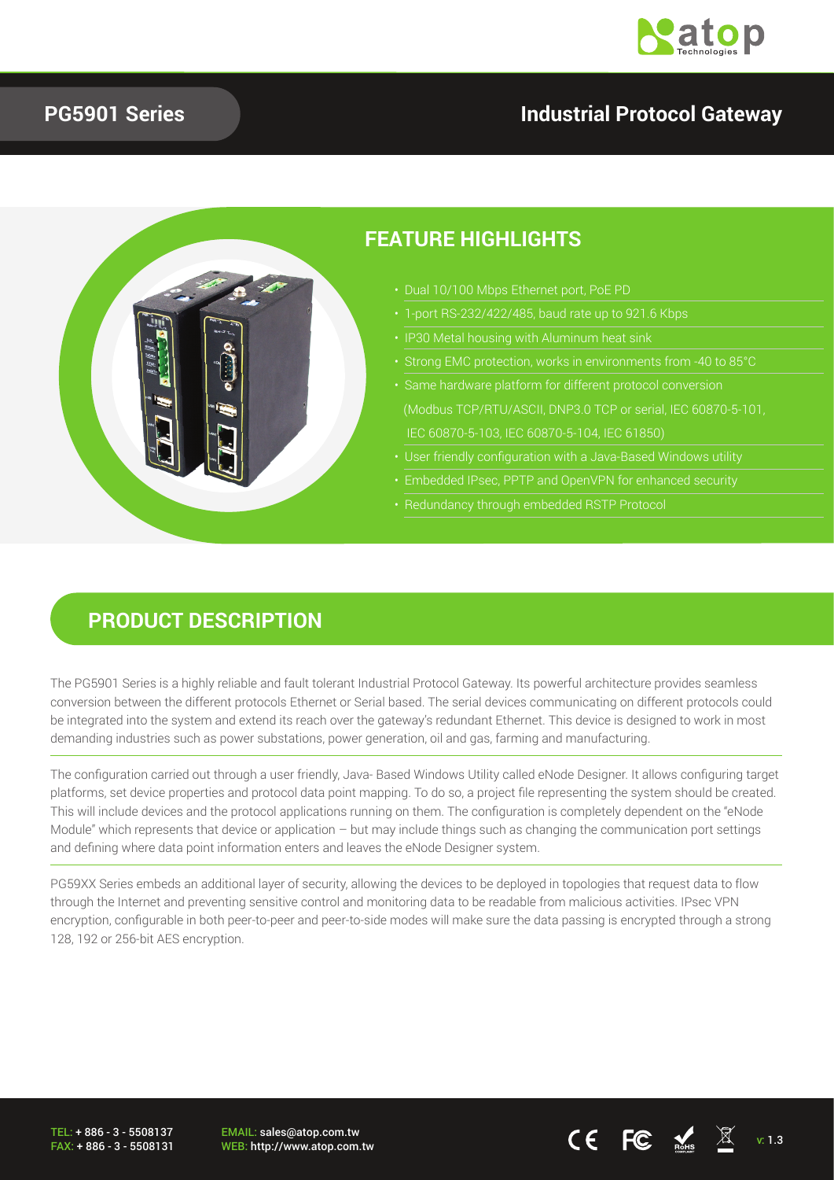# PG5901 Series

## Industrial Protocol Gateway

## FEATURE HIGHLIGHTS

- Dual 10/100 Mbps Ethernet port, PoE PD
- 1-port RS-232/422/485, baud rate up to 921.6 Kbps
- IP30 Metal housing with Aluminum heat sink
- Strong EMC protection, works in environments from -40 to 85°C
- Same hardware platform for different protocol conversion (Modbus TCP/RTU/ASCII, DNP3.0 TCP or serial, IEC 60870-5-101, IEC 60870-5-103, IEC 60870-5-104, IEC 61850)
- User friendly configuration with a Java-Based Windows utility
- Embedded IPsec, PPTP and OpenVPN for enhanced security
- Redundancy through embedded RSTP Protocol

## PRODUCT DESCRIPTION

The PG5901 Series is a highly reliable and fault tolerant Industrial Protocol Gateway. Its powerful architecture provides seamless conversion between the different protocols Ethernet or Serial based. The serial devices communicating on different protocols could be integrated into the system and extend its reach over the gateway's redundant Ethernet. This device is designed to work in most demanding industries such as power substations, power generation, oil and gas, farming and manufacturing.

The configuration carried out through a user friendly, Java- Based Windows Utility called eNode Designer. It allows configuring target platforms, set device properties and protocol data point mapping. To do so, a project file representing the system should be created. This will include devices and the protocol applications running on them. The configuration is completely dependent on the "eNode Module" which represents that device or application – but may include things such as changing the communication port settings and defining where data point information enters and leaves the eNode Designer system.

PG59XX Series embeds an additional layer of security, allowing the devices to be deployed in topologies that request data to flow through the Internet and preventing sensitive control and monitoring data to be readable from malicious activities. IPsec VPN encryption, configurable in both peer-to-peer and peer-to-side modes will make sure the data passing is encrypted through a strong 128, 192 or 256-bit AES encryption.

TEL: + 886 - 3 - 5508137
FAX: + 886 - 3 - 5508131

EMAIL: sales@atop.com.tw
WEB: http://www.atop.com.tw

v: 1.3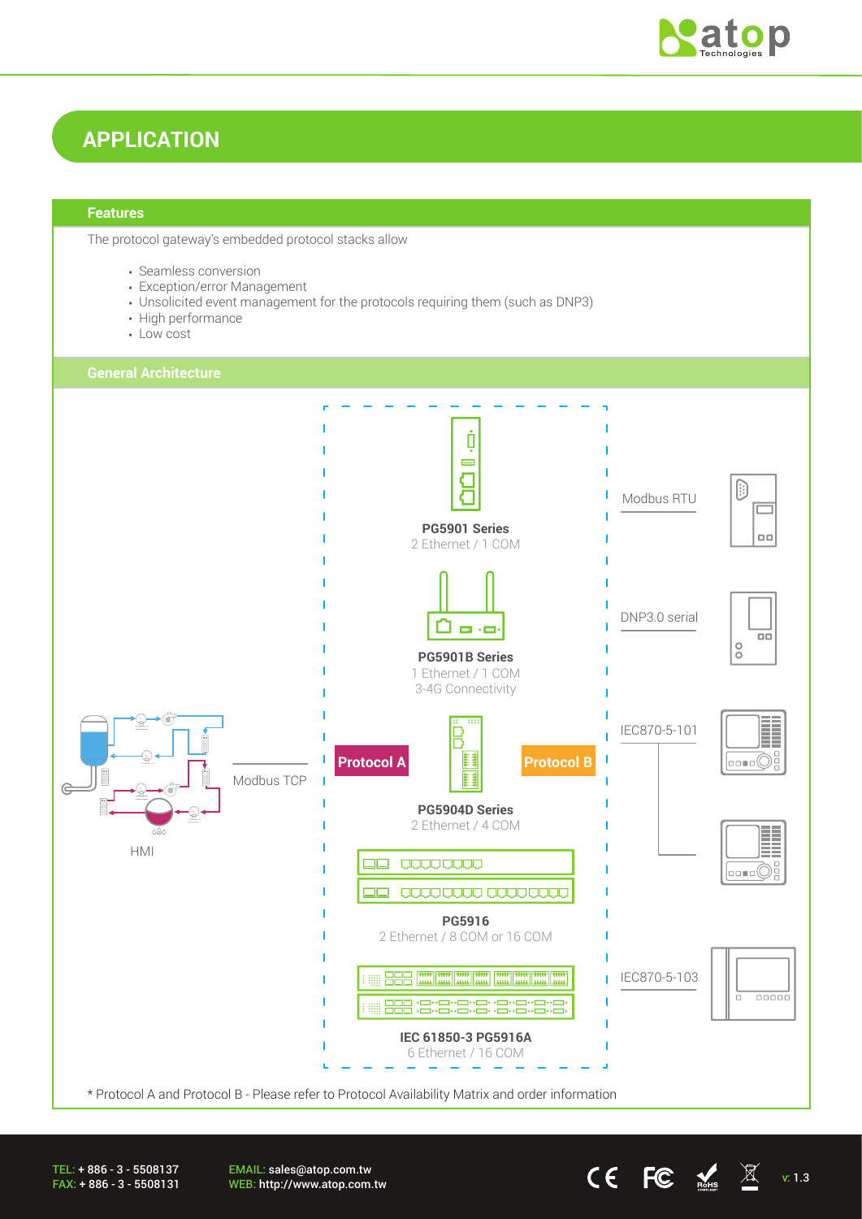# APPLICATION

## Features

The protocol gateway's embedded protocol stacks allow

- Seamless conversion
- Exception/error Management
- Unsolicited event management for the protocols requiring them (such as DNP3)
- High performance
- Low cost

## General Architecture

HMI

Modbus TCP

Protocol A

Protocol B

**PG5901 Series**
2 Ethernet / 1 COM

**PG5901B Series**
1 Ethernet / 1 COM
3-4G Connectivity

**PG5904D Series**
2 Ethernet / 4 COM

**PG5916**
2 Ethernet / 8 COM or 16 COM

**IEC 61850-3 PG5916A**
6 Ethernet / 16 COM

Modbus RTU

DNP3.0 serial

IEC870-5-101

IEC870-5-103

* Protocol A and Protocol B - Please refer to Protocol Availability Matrix and order information

TEL: + 886 - 3 - 5508137
FAX: + 886 - 3 - 5508131

EMAIL: sales@atop.com.tw
WEB: http://www.atop.com.tw

v: 1.3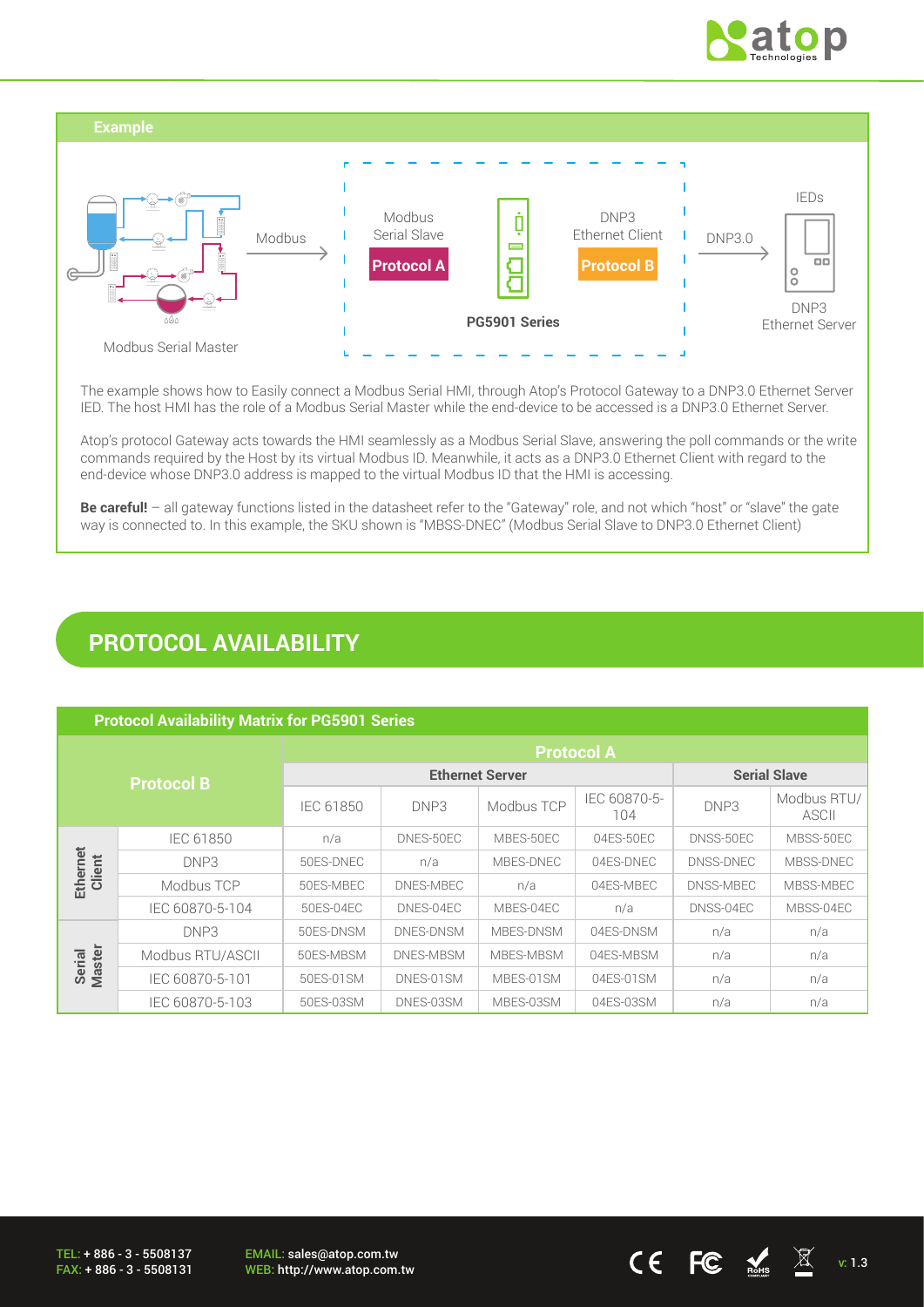## Example

Modbus Serial Master → Modbus → Modbus Serial Slave **Protocol A** | PG5901 Series | DNP3 Ethernet Client **Protocol B** → DNP3.0 → IEDs DNP3 Ethernet Server

The example shows how to Easily connect a Modbus Serial HMI, through Atop's Protocol Gateway to a DNP3.0 Ethernet Server IED. The host HMI has the role of a Modbus Serial Master while the end-device to be accessed is a DNP3.0 Ethernet Server.

Atop's protocol Gateway acts towards the HMI seamlessly as a Modbus Serial Slave, answering the poll commands or the write commands required by the Host by its virtual Modbus ID. Meanwhile, it acts as a DNP3.0 Ethernet Client with regard to the end-device whose DNP3.0 address is mapped to the virtual Modbus ID that the HMI is accessing.

**Be careful!** – all gateway functions listed in the datasheet refer to the "Gateway" role, and not which "host" or "slave" the gate way is connected to. In this example, the SKU shown is "MBSS-DNEC" (Modbus Serial Slave to DNP3.0 Ethernet Client)

# PROTOCOL AVAILABILITY

**Protocol Availability Matrix for PG5901 Series**

| Protocol B | | Protocol A | | | | | |
|---|---|---|---|---|---|---|---|
| | | Ethernet Server | | | | Serial Slave | |
| | | IEC 61850 | DNP3 | Modbus TCP | IEC 60870-5-104 | DNP3 | Modbus RTU/ASCII |
| Ethernet Client | IEC 61850 | n/a | DNES-50EC | MBES-50EC | 04ES-50EC | DNSS-50EC | MBSS-50EC |
| | DNP3 | 50ES-DNEC | n/a | MBES-DNEC | 04ES-DNEC | DNSS-DNEC | MBSS-DNEC |
| | Modbus TCP | 50ES-MBEC | DNES-MBEC | n/a | 04ES-MBEC | DNSS-MBEC | MBSS-MBEC |
| | IEC 60870-5-104 | 50ES-04EC | DNES-04EC | MBES-04EC | n/a | DNSS-04EC | MBSS-04EC |
| Serial Master | DNP3 | 50ES-DNSM | DNES-DNSM | MBES-DNSM | 04ES-DNSM | n/a | n/a |
| | Modbus RTU/ASCII | 50ES-MBSM | DNES-MBSM | MBES-MBSM | 04ES-MBSM | n/a | n/a |
| | IEC 60870-5-101 | 50ES-01SM | DNES-01SM | MBES-01SM | 04ES-01SM | n/a | n/a |
| | IEC 60870-5-103 | 50ES-03SM | DNES-03SM | MBES-03SM | 04ES-03SM | n/a | n/a |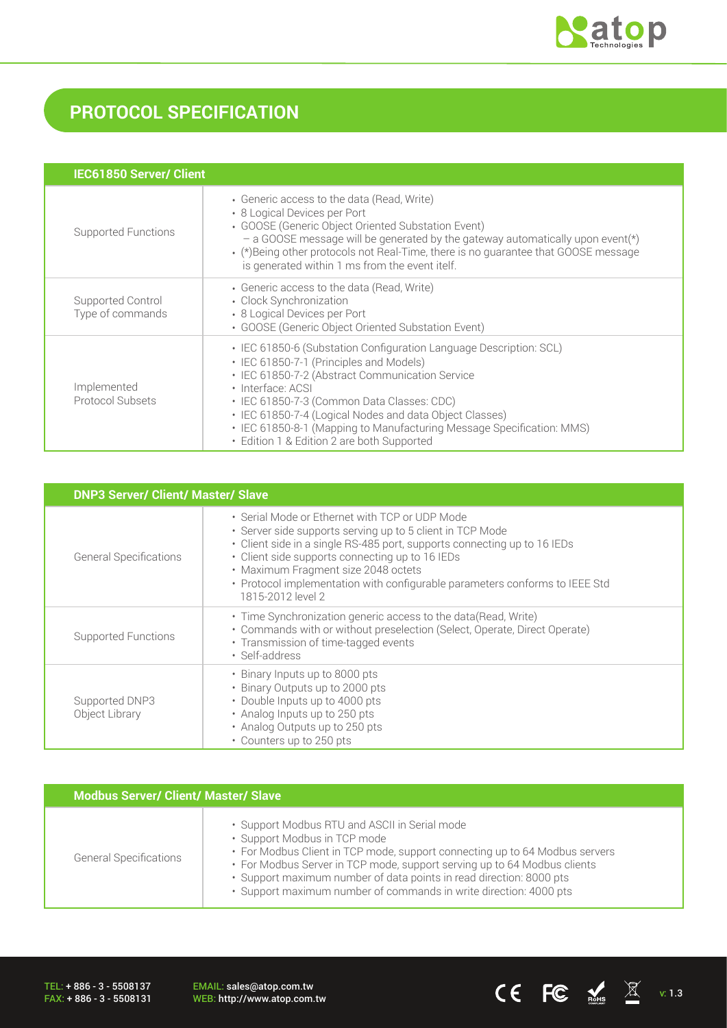# PROTOCOL SPECIFICATION

| IEC61850 Server/ Client | |
|---|---|
| Supported Functions | • Generic access to the data (Read, Write)<br>• 8 Logical Devices per Port<br>• GOOSE (Generic Object Oriented Substation Event)<br>– a GOOSE message will be generated by the gateway automatically upon event(*)<br>• (*)Being other protocols not Real-Time, there is no guarantee that GOOSE message is generated within 1 ms from the event itelf. |
| Supported Control Type of commands | • Generic access to the data (Read, Write)<br>• Clock Synchronization<br>• 8 Logical Devices per Port<br>• GOOSE (Generic Object Oriented Substation Event) |
| Implemented Protocol Subsets | • IEC 61850-6 (Substation Configuration Language Description: SCL)<br>• IEC 61850-7-1 (Principles and Models)<br>• IEC 61850-7-2 (Abstract Communication Service<br>• Interface: ACSI<br>• IEC 61850-7-3 (Common Data Classes: CDC)<br>• IEC 61850-7-4 (Logical Nodes and data Object Classes)<br>• IEC 61850-8-1 (Mapping to Manufacturing Message Specification: MMS)<br>• Edition 1 & Edition 2 are both Supported |

| DNP3 Server/ Client/ Master/ Slave | |
|---|---|
| General Specifications | • Serial Mode or Ethernet with TCP or UDP Mode<br>• Server side supports serving up to 5 client in TCP Mode<br>• Client side in a single RS-485 port, supports connecting up to 16 IEDs<br>• Client side supports connecting up to 16 IEDs<br>• Maximum Fragment size 2048 octets<br>• Protocol implementation with configurable parameters conforms to IEEE Std 1815-2012 level 2 |
| Supported Functions | • Time Synchronization generic access to the data(Read, Write)<br>• Commands with or without preselection (Select, Operate, Direct Operate)<br>• Transmission of time-tagged events<br>• Self-address |
| Supported DNP3 Object Library | • Binary Inputs up to 8000 pts<br>• Binary Outputs up to 2000 pts<br>• Double Inputs up to 4000 pts<br>• Analog Inputs up to 250 pts<br>• Analog Outputs up to 250 pts<br>• Counters up to 250 pts |

| Modbus Server/ Client/ Master/ Slave | |
|---|---|
| General Specifications | • Support Modbus RTU and ASCII in Serial mode<br>• Support Modbus in TCP mode<br>• For Modbus Client in TCP mode, support connecting up to 64 Modbus servers<br>• For Modbus Server in TCP mode, support serving up to 64 Modbus clients<br>• Support maximum number of data points in read direction: 8000 pts<br>• Support maximum number of commands in write direction: 4000 pts |

TEL: + 886 - 3 - 5508137
FAX: + 886 - 3 - 5508131

EMAIL: sales@atop.com.tw
WEB: http://www.atop.com.tw

v: 1.3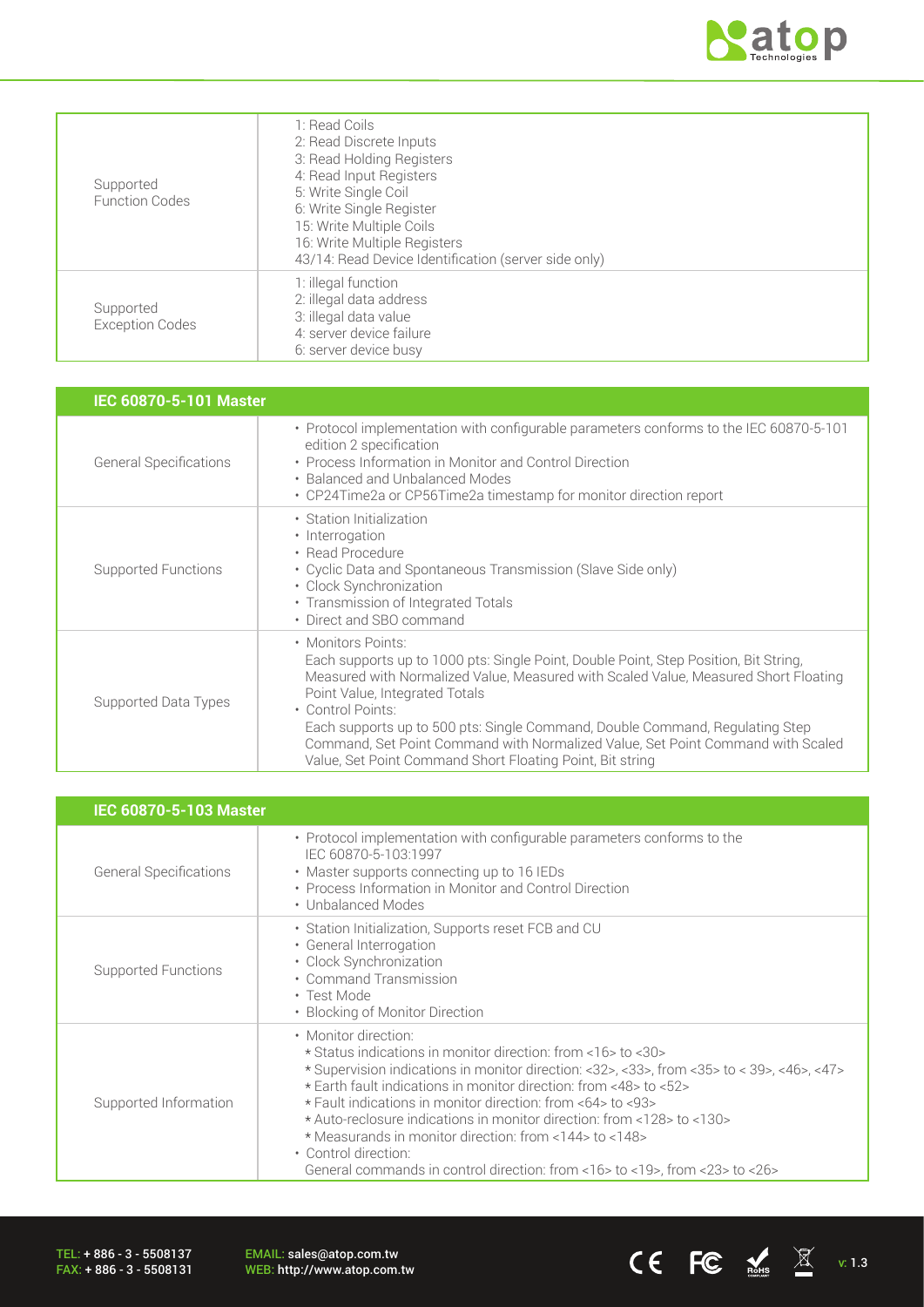| | |
|---|---|
| Supported Function Codes | 1: Read Coils<br>2: Read Discrete Inputs<br>3: Read Holding Registers<br>4: Read Input Registers<br>5: Write Single Coil<br>6: Write Single Register<br>15: Write Multiple Coils<br>16: Write Multiple Registers<br>43/14: Read Device Identification (server side only) |
| Supported Exception Codes | 1: illegal function<br>2: illegal data address<br>3: illegal data value<br>4: server device failure<br>6: server device busy |

| IEC 60870-5-101 Master | |
|---|---|
| General Specifications | • Protocol implementation with configurable parameters conforms to the IEC 60870-5-101 edition 2 specification<br>• Process Information in Monitor and Control Direction<br>• Balanced and Unbalanced Modes<br>• CP24Time2a or CP56Time2a timestamp for monitor direction report |
| Supported Functions | • Station Initialization<br>• Interrogation<br>• Read Procedure<br>• Cyclic Data and Spontaneous Transmission (Slave Side only)<br>• Clock Synchronization<br>• Transmission of Integrated Totals<br>• Direct and SBO command |
| Supported Data Types | • Monitors Points:<br>Each supports up to 1000 pts: Single Point, Double Point, Step Position, Bit String, Measured with Normalized Value, Measured with Scaled Value, Measured Short Floating Point Value, Integrated Totals<br>• Control Points:<br>Each supports up to 500 pts: Single Command, Double Command, Regulating Step Command, Set Point Command with Normalized Value, Set Point Command with Scaled Value, Set Point Command Short Floating Point, Bit string |

| IEC 60870-5-103 Master | |
|---|---|
| General Specifications | • Protocol implementation with configurable parameters conforms to the IEC 60870-5-103:1997<br>• Master supports connecting up to 16 IEDs<br>• Process Information in Monitor and Control Direction<br>• Unbalanced Modes |
| Supported Functions | • Station Initialization, Supports reset FCB and CU<br>• General Interrogation<br>• Clock Synchronization<br>• Command Transmission<br>• Test Mode<br>• Blocking of Monitor Direction |
| Supported Information | • Monitor direction:<br>* Status indications in monitor direction: from <16> to <30><br>* Supervision indications in monitor direction: <32>, <33>, from <35> to < 39>, <46>, <47><br>* Earth fault indications in monitor direction: from <48> to <52><br>* Fault indications in monitor direction: from <64> to <93><br>* Auto-reclosure indications in monitor direction: from <128> to <130><br>* Measurands in monitor direction: from <144> to <148><br>• Control direction:<br>General commands in control direction: from <16> to <19>, from <23> to <26> |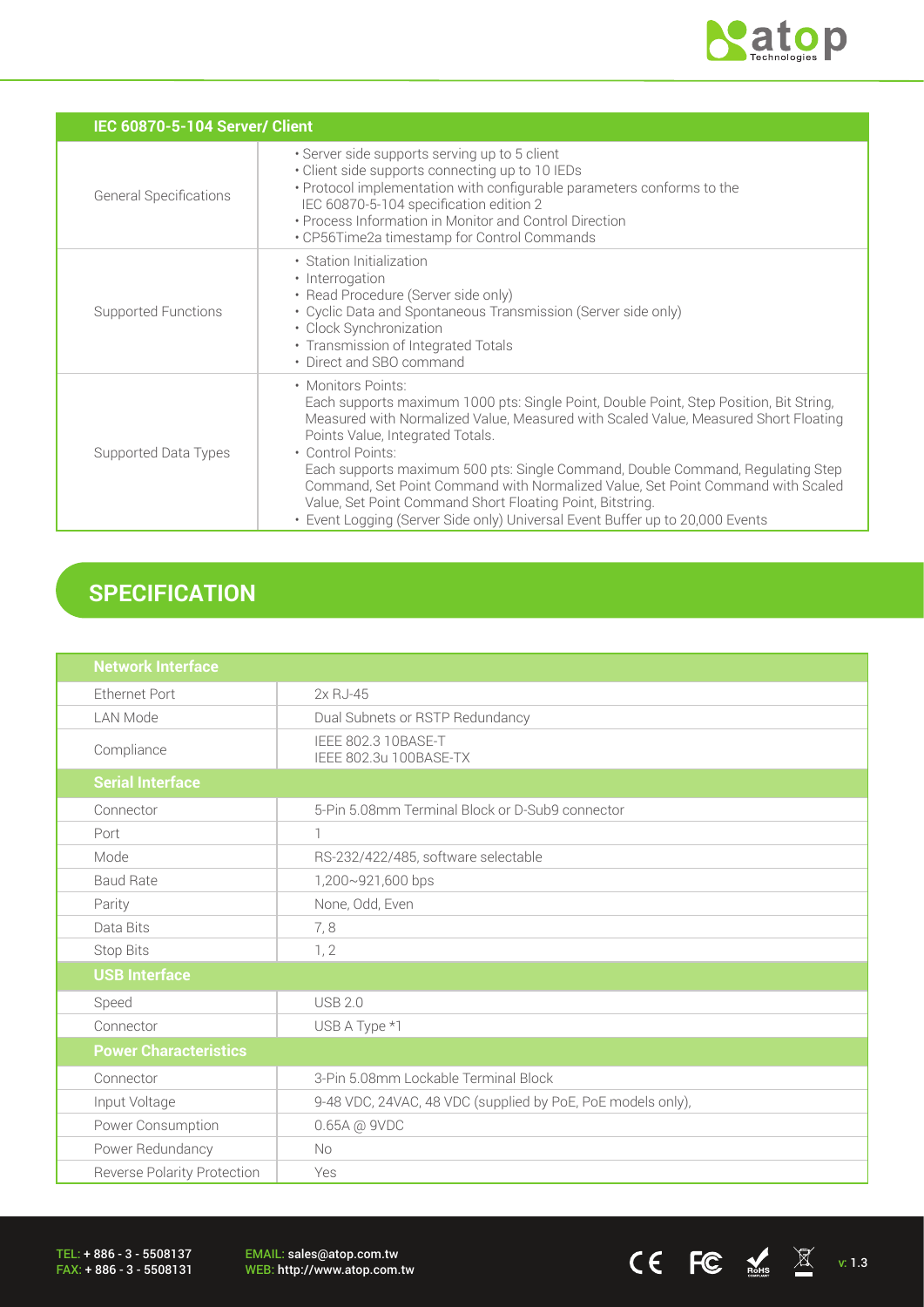| IEC 60870-5-104 Server/ Client | |
|---|---|
| General Specifications | • Server side supports serving up to 5 client<br>• Client side supports connecting up to 10 IEDs<br>• Protocol implementation with configurable parameters conforms to the IEC 60870-5-104 specification edition 2<br>• Process Information in Monitor and Control Direction<br>• CP56Time2a timestamp for Control Commands |
| Supported Functions | • Station Initialization<br>• Interrogation<br>• Read Procedure (Server side only)<br>• Cyclic Data and Spontaneous Transmission (Server side only)<br>• Clock Synchronization<br>• Transmission of Integrated Totals<br>• Direct and SBO command |
| Supported Data Types | • Monitors Points:<br>Each supports maximum 1000 pts: Single Point, Double Point, Step Position, Bit String, Measured with Normalized Value, Measured with Scaled Value, Measured Short Floating Points Value, Integrated Totals.<br>• Control Points:<br>Each supports maximum 500 pts: Single Command, Double Command, Regulating Step Command, Set Point Command with Normalized Value, Set Point Command with Scaled Value, Set Point Command Short Floating Point, Bitstring.<br>• Event Logging (Server Side only) Universal Event Buffer up to 20,000 Events |

## SPECIFICATION

| Network Interface | |
|---|---|
| Ethernet Port | 2x RJ-45 |
| LAN Mode | Dual Subnets or RSTP Redundancy |
| Compliance | IEEE 802.3 10BASE-T<br>IEEE 802.3u 100BASE-TX |
| **Serial Interface** | |
| Connector | 5-Pin 5.08mm Terminal Block or D-Sub9 connector |
| Port | 1 |
| Mode | RS-232/422/485, software selectable |
| Baud Rate | 1,200~921,600 bps |
| Parity | None, Odd, Even |
| Data Bits | 7, 8 |
| Stop Bits | 1, 2 |
| **USB Interface** | |
| Speed | USB 2.0 |
| Connector | USB A Type *1 |
| **Power Characteristics** | |
| Connector | 3-Pin 5.08mm Lockable Terminal Block |
| Input Voltage | 9-48 VDC, 24VAC, 48 VDC (supplied by PoE, PoE models only), |
| Power Consumption | 0.65A @ 9VDC |
| Power Redundancy | No |
| Reverse Polarity Protection | Yes |

TEL: + 886 - 3 - 5508137
FAX: + 886 - 3 - 5508131

EMAIL: sales@atop.com.tw
WEB: http://www.atop.com.tw

v: 1.3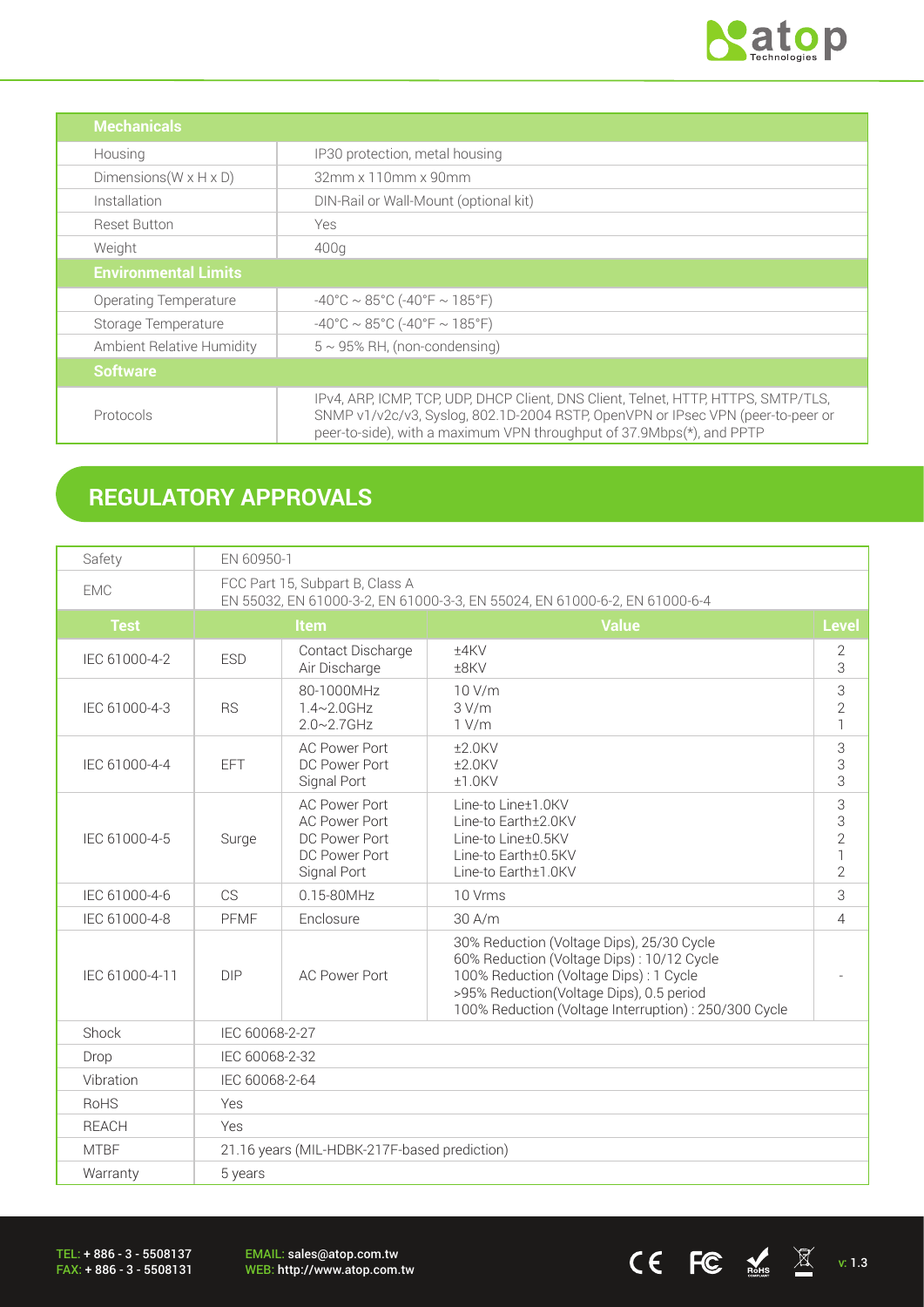| Mechanicals | |
|---|---|
| Housing | IP30 protection, metal housing |
| Dimensions(W x H x D) | 32mm x 110mm x 90mm |
| Installation | DIN-Rail or Wall-Mount (optional kit) |
| Reset Button | Yes |
| Weight | 400g |
| **Environmental Limits** | |
| Operating Temperature | -40°C ~ 85°C (-40°F ~ 185°F) |
| Storage Temperature | -40°C ~ 85°C (-40°F ~ 185°F) |
| Ambient Relative Humidity | 5 ~ 95% RH, (non-condensing) |
| **Software** | |
| Protocols | IPv4, ARP, ICMP, TCP, UDP, DHCP Client, DNS Client, Telnet, HTTP, HTTPS, SMTP/TLS, SNMP v1/v2c/v3, Syslog, 802.1D-2004 RSTP, OpenVPN or IPsec VPN (peer-to-peer or peer-to-side), with a maximum VPN throughput of 37.9Mbps(*), and PPTP |

## REGULATORY APPROVALS

| Safety | EN 60950-1 | | | |
|---|---|---|---|---|
| EMC | FCC Part 15, Subpart B, Class A<br>EN 55032, EN 61000-3-2, EN 61000-3-3, EN 55024, EN 61000-6-2, EN 61000-6-4 | | | |
| **Test** | **Item** | | **Value** | **Level** |
| IEC 61000-4-2 | ESD | Contact Discharge<br>Air Discharge | ±4KV<br>±8KV | 2<br>3 |
| IEC 61000-4-3 | RS | 80-1000MHz<br>1.4~2.0GHz<br>2.0~2.7GHz | 10 V/m<br>3 V/m<br>1 V/m | 3<br>2<br>1 |
| IEC 61000-4-4 | EFT | AC Power Port<br>DC Power Port<br>Signal Port | ±2.0KV<br>±2.0KV<br>±1.0KV | 3<br>3<br>3 |
| IEC 61000-4-5 | Surge | AC Power Port<br>AC Power Port<br>DC Power Port<br>DC Power Port<br>Signal Port | Line-to Line±1.0KV<br>Line-to Earth±2.0KV<br>Line-to Line±0.5KV<br>Line-to Earth±0.5KV<br>Line-to Earth±1.0KV | 3<br>3<br>2<br>1<br>2 |
| IEC 61000-4-6 | CS | 0.15-80MHz | 10 Vrms | 3 |
| IEC 61000-4-8 | PFMF | Enclosure | 30 A/m | 4 |
| IEC 61000-4-11 | DIP | AC Power Port | 30% Reduction (Voltage Dips), 25/30 Cycle<br>60% Reduction (Voltage Dips) : 10/12 Cycle<br>100% Reduction (Voltage Dips) : 1 Cycle<br>>95% Reduction(Voltage Dips), 0.5 period<br>100% Reduction (Voltage Interruption) : 250/300 Cycle | - |
| Shock | IEC 60068-2-27 | | | |
| Drop | IEC 60068-2-32 | | | |
| Vibration | IEC 60068-2-64 | | | |
| RoHS | Yes | | | |
| REACH | Yes | | | |
| MTBF | 21.16 years (MIL-HDBK-217F-based prediction) | | | |
| Warranty | 5 years | | | |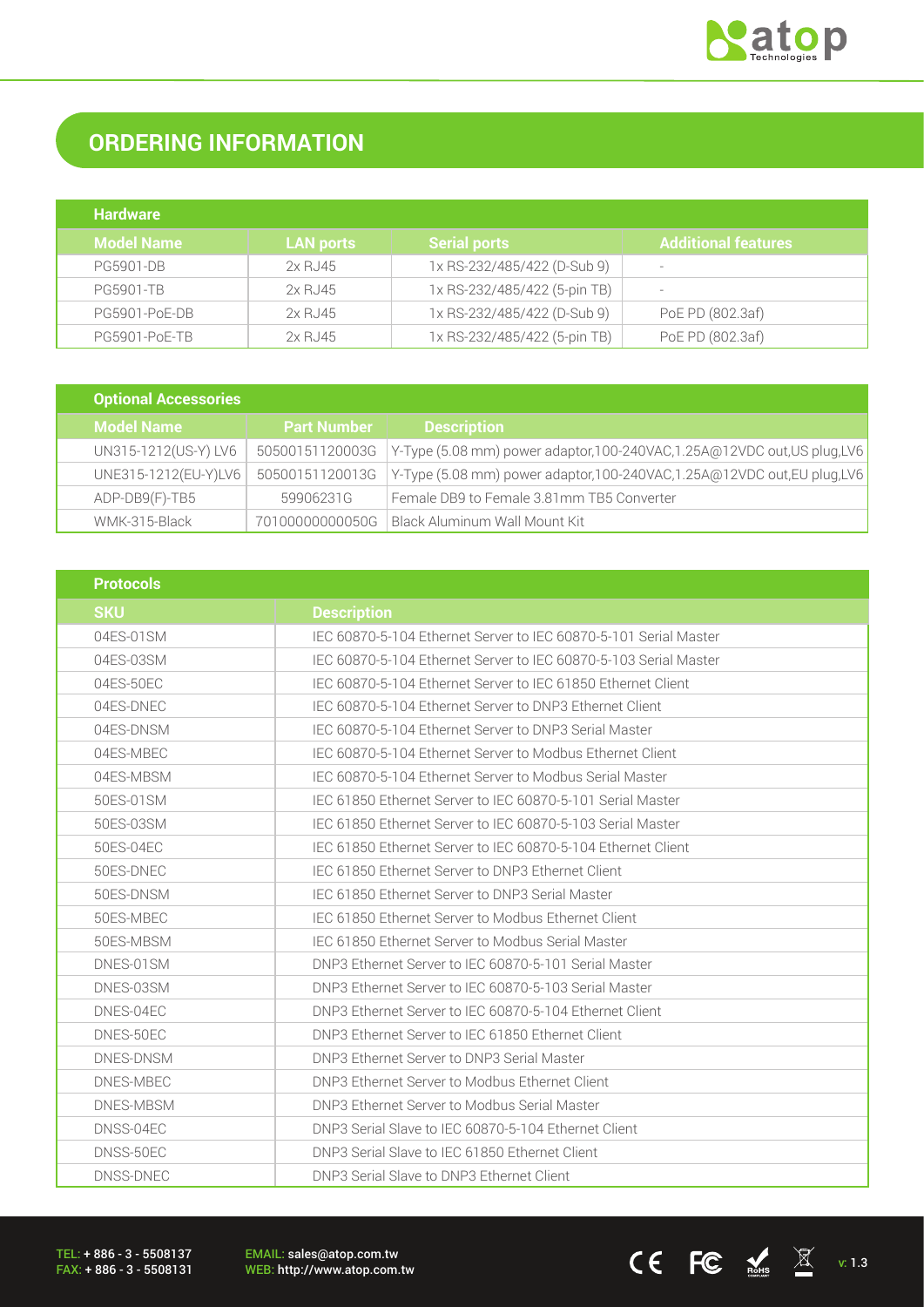# ORDERING INFORMATION

**Hardware**

| Model Name | LAN ports | Serial ports | Additional features |
|---|---|---|---|
| PG5901-DB | 2x RJ45 | 1x RS-232/485/422 (D-Sub 9) | - |
| PG5901-TB | 2x RJ45 | 1x RS-232/485/422 (5-pin TB) | - |
| PG5901-PoE-DB | 2x RJ45 | 1x RS-232/485/422 (D-Sub 9) | PoE PD (802.3af) |
| PG5901-PoE-TB | 2x RJ45 | 1x RS-232/485/422 (5-pin TB) | PoE PD (802.3af) |

**Optional Accessories**

| Model Name | Part Number | Description |
|---|---|---|
| UN315-1212(US-Y) LV6 | 50500151120003G | Y-Type (5.08 mm) power adaptor,100-240VAC,1.25A@12VDC out,US plug,LV6 |
| UNE315-1212(EU-Y)LV6 | 50500151120013G | Y-Type (5.08 mm) power adaptor,100-240VAC,1.25A@12VDC out,EU plug,LV6 |
| ADP-DB9(F)-TB5 | 59906231G | Female DB9 to Female 3.81mm TB5 Converter |
| WMK-315-Black | 70100000000050G | Black Aluminum Wall Mount Kit |

**Protocols**

| SKU | Description |
|---|---|
| 04ES-01SM | IEC 60870-5-104 Ethernet Server to IEC 60870-5-101 Serial Master |
| 04ES-03SM | IEC 60870-5-104 Ethernet Server to IEC 60870-5-103 Serial Master |
| 04ES-50EC | IEC 60870-5-104 Ethernet Server to IEC 61850 Ethernet Client |
| 04ES-DNEC | IEC 60870-5-104 Ethernet Server to DNP3 Ethernet Client |
| 04ES-DNSM | IEC 60870-5-104 Ethernet Server to DNP3 Serial Master |
| 04ES-MBEC | IEC 60870-5-104 Ethernet Server to Modbus Ethernet Client |
| 04ES-MBSM | IEC 60870-5-104 Ethernet Server to Modbus Serial Master |
| 50ES-01SM | IEC 61850 Ethernet Server to IEC 60870-5-101 Serial Master |
| 50ES-03SM | IEC 61850 Ethernet Server to IEC 60870-5-103 Serial Master |
| 50ES-04EC | IEC 61850 Ethernet Server to IEC 60870-5-104 Ethernet Client |
| 50ES-DNEC | IEC 61850 Ethernet Server to DNP3 Ethernet Client |
| 50ES-DNSM | IEC 61850 Ethernet Server to DNP3 Serial Master |
| 50ES-MBEC | IEC 61850 Ethernet Server to Modbus Ethernet Client |
| 50ES-MBSM | IEC 61850 Ethernet Server to Modbus Serial Master |
| DNES-01SM | DNP3 Ethernet Server to IEC 60870-5-101 Serial Master |
| DNES-03SM | DNP3 Ethernet Server to IEC 60870-5-103 Serial Master |
| DNES-04EC | DNP3 Ethernet Server to IEC 60870-5-104 Ethernet Client |
| DNES-50EC | DNP3 Ethernet Server to IEC 61850 Ethernet Client |
| DNES-DNSM | DNP3 Ethernet Server to DNP3 Serial Master |
| DNES-MBEC | DNP3 Ethernet Server to Modbus Ethernet Client |
| DNES-MBSM | DNP3 Ethernet Server to Modbus Serial Master |
| DNSS-04EC | DNP3 Serial Slave to IEC 60870-5-104 Ethernet Client |
| DNSS-50EC | DNP3 Serial Slave to IEC 61850 Ethernet Client |
| DNSS-DNEC | DNP3 Serial Slave to DNP3 Ethernet Client |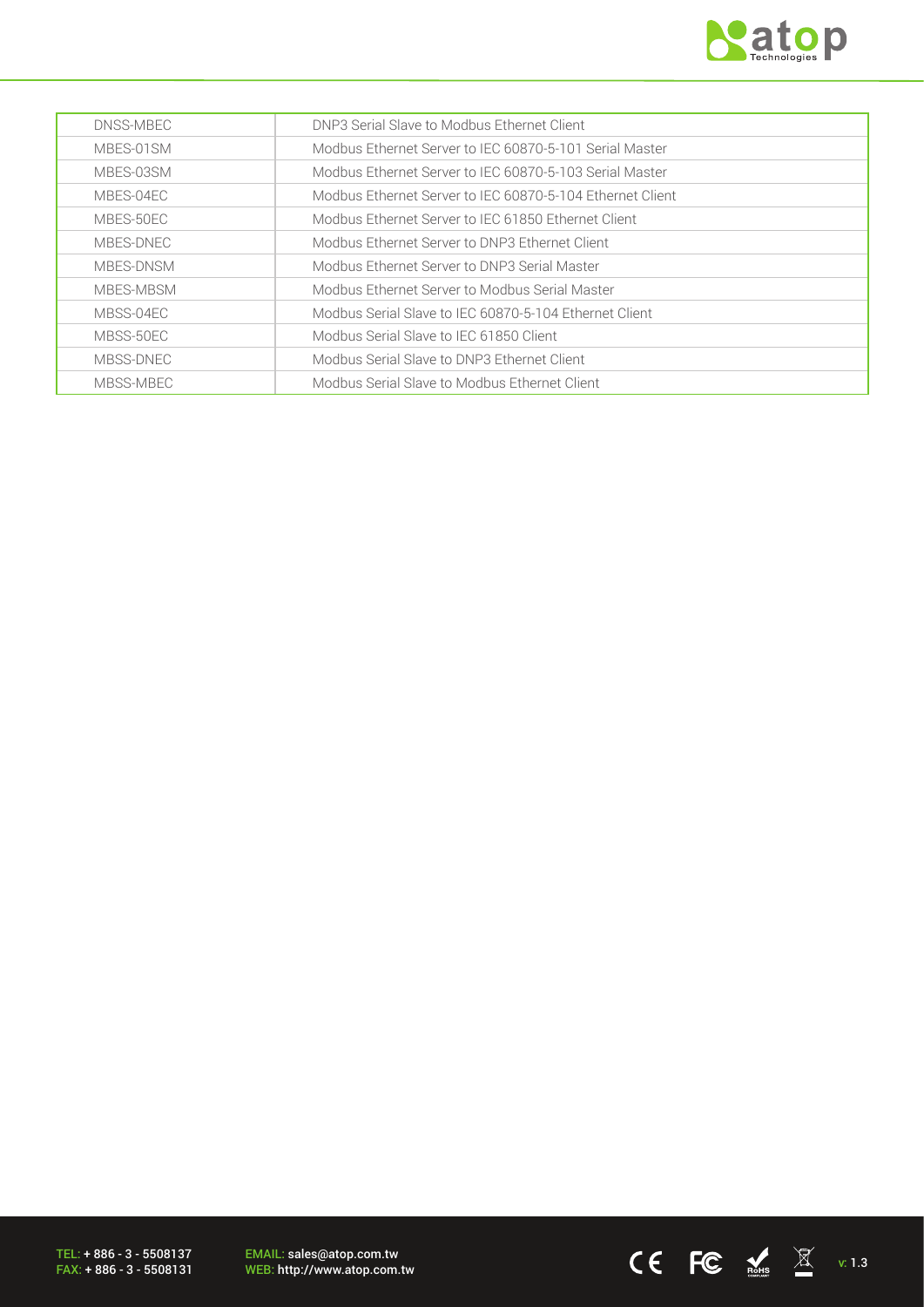| | |
|---|---|
| DNSS-MBEC | DNP3 Serial Slave to Modbus Ethernet Client |
| MBES-01SM | Modbus Ethernet Server to IEC 60870-5-101 Serial Master |
| MBES-03SM | Modbus Ethernet Server to IEC 60870-5-103 Serial Master |
| MBES-04EC | Modbus Ethernet Server to IEC 60870-5-104 Ethernet Client |
| MBES-50EC | Modbus Ethernet Server to IEC 61850 Ethernet Client |
| MBES-DNEC | Modbus Ethernet Server to DNP3 Ethernet Client |
| MBES-DNSM | Modbus Ethernet Server to DNP3 Serial Master |
| MBES-MBSM | Modbus Ethernet Server to Modbus Serial Master |
| MBSS-04EC | Modbus Serial Slave to IEC 60870-5-104 Ethernet Client |
| MBSS-50EC | Modbus Serial Slave to IEC 61850 Client |
| MBSS-DNEC | Modbus Serial Slave to DNP3 Ethernet Client |
| MBSS-MBEC | Modbus Serial Slave to Modbus Ethernet Client |